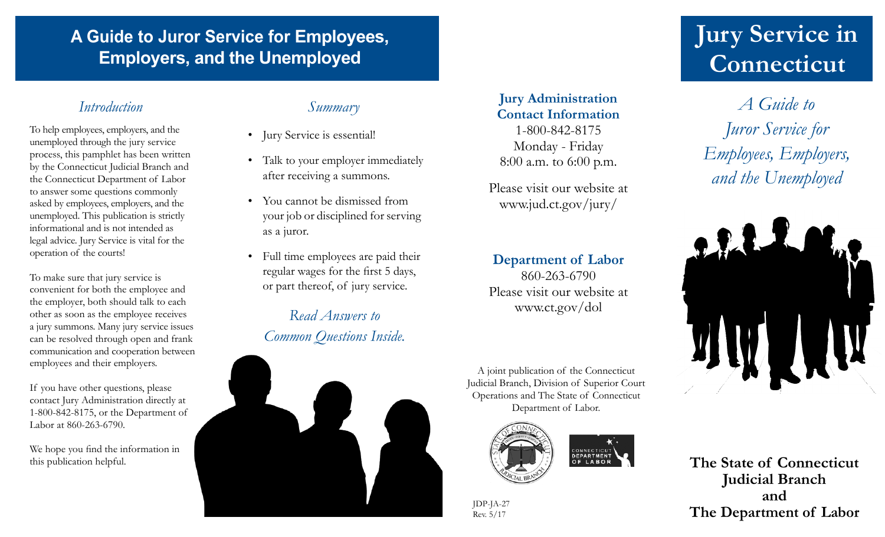# A Guide to Juror Service for Employees, Employers, and the Unemployed

## *Introduction*

To help employees, employers, and the unemployed through the jury service process, this pamphlet has been written by the Connecticut Judicial Branch and the Connecticut Department of Labor to answer some questions commonly asked by employees, employers, and the unemployed. This publication is strictly informational and is not intended as legal advice. Jury Service is vital for the operation of the courts!

To make sure that jury service is convenient for both the employee and the employer, both should talk to each other as soon as the employee receives a jury summons. Many jury service issues can be resolved through open and frank communication and cooperation between employees and their employers.

If you have other questions, please contact Jury Administration directly at 1-800-842-8175, or the Department of Labor at 860-263-6790.

We hope you find the information in this publication helpful.

## *Summary*

- Jury Service is essential!
- Talk to your employer immediately after receiving a summons.
- You cannot be dismissed from your job or disciplined for serving as a juror.
- Full time employees are paid their regular wages for the first 5 days, or part thereof, of jury service.

*Read Answers to Common Questions Inside.*

**Jury Administration Contact Information**
1-800-842-8175
Monday - Friday
8:00 a.m. to 6:00 p.m.

Please visit our website at
www.jud.ct.gov/jury/

**Department of Labor**
860-263-6790
Please visit our website at
www.ct.gov/dol

A joint publication of the Connecticut Judicial Branch, Division of Superior Court Operations and The State of Connecticut Department of Labor.

JDP-JA-27
Rev. 5/17

# Jury Service in Connecticut

*A Guide to Juror Service for Employees, Employers, and the Unemployed*

**The State of Connecticut Judicial Branch and The Department of Labor**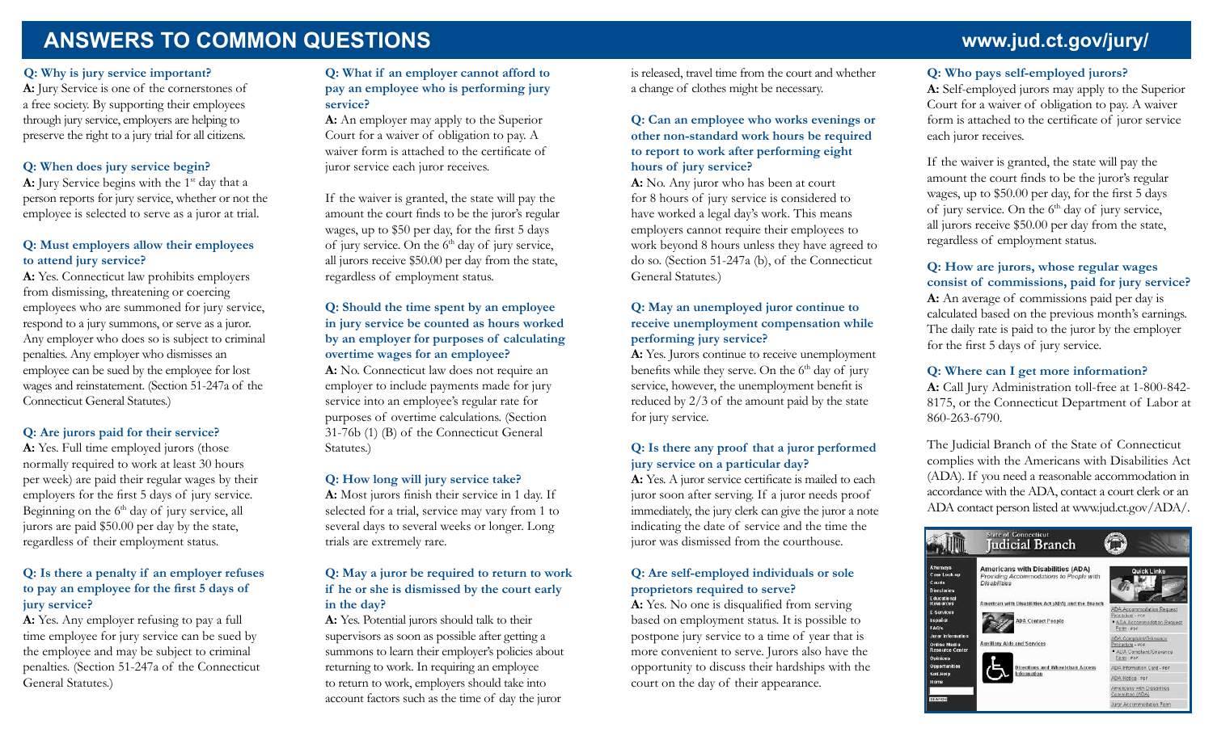# ANSWERS TO COMMON QUESTIONS

www.jud.ct.gov/jury/

**Q: Why is jury service important?**

**A:** Jury Service is one of the cornerstones of a free society. By supporting their employees through jury service, employers are helping to preserve the right to a jury trial for all citizens.

**Q: When does jury service begin?**

**A:** Jury Service begins with the 1st day that a person reports for jury service, whether or not the employee is selected to serve as a juror at trial.

**Q: Must employers allow their employees to attend jury service?**

**A:** Yes. Connecticut law prohibits employers from dismissing, threatening or coercing employees who are summoned for jury service, respond to a jury summons, or serve as a juror. Any employer who does so is subject to criminal penalties. Any employer who dismisses an employee can be sued by the employee for lost wages and reinstatement. (Section 51-247a of the Connecticut General Statutes.)

**Q: Are jurors paid for their service?**

**A:** Yes. Full time employed jurors (those normally required to work at least 30 hours per week) are paid their regular wages by their employers for the first 5 days of jury service. Beginning on the 6th day of jury service, all jurors are paid $50.00 per day by the state, regardless of their employment status.

**Q: Is there a penalty if an employer refuses to pay an employee for the first 5 days of jury service?**

**A:** Yes. Any employer refusing to pay a full time employee for jury service can be sued by the employee and may be subject to criminal penalties. (Section 51-247a of the Connecticut General Statutes.)

**Q: What if an employer cannot afford to pay an employee who is performing jury service?**

**A:** An employer may apply to the Superior Court for a waiver of obligation to pay. A waiver form is attached to the certificate of juror service each juror receives.

If the waiver is granted, the state will pay the amount the court finds to be the juror's regular wages, up to $50 per day, for the first 5 days of jury service. On the 6th day of jury service, all jurors receive $50.00 per day from the state, regardless of employment status.

**Q: Should the time spent by an employee in jury service be counted as hours worked by an employer for purposes of calculating overtime wages for an employee?**

**A:** No. Connecticut law does not require an employer to include payments made for jury service into an employee's regular rate for purposes of overtime calculations. (Section 31-76b (1) (B) of the Connecticut General Statutes.)

**Q: How long will jury service take?**

**A:** Most jurors finish their service in 1 day. If selected for a trial, service may vary from 1 to several days to several weeks or longer. Long trials are extremely rare.

**Q: May a juror be required to return to work if he or she is dismissed by the court early in the day?**

**A:** Yes. Potential jurors should talk to their supervisors as soon as possible after getting a summons to learn their employer's policies about returning to work. In requiring an employee to return to work, employers should take into account factors such as the time of day the juror is released, travel time from the court and whether a change of clothes might be necessary.

**Q: Can an employee who works evenings or other non-standard work hours be required to report to work after performing eight hours of jury service?**

**A:** No. Any juror who has been at court for 8 hours of jury service is considered to have worked a legal day's work. This means employers cannot require their employees to work beyond 8 hours unless they have agreed to do so. (Section 51-247a (b), of the Connecticut General Statutes.)

**Q: May an unemployed juror continue to receive unemployment compensation while performing jury service?**

**A:** Yes. Jurors continue to receive unemployment benefits while they serve. On the 6th day of jury service, however, the unemployment benefit is reduced by 2/3 of the amount paid by the state for jury service.

**Q: Is there any proof that a juror performed jury service on a particular day?**

**A:** Yes. A juror service certificate is mailed to each juror soon after serving. If a juror needs proof immediately, the jury clerk can give the juror a note indicating the date of service and the time the juror was dismissed from the courthouse.

**Q: Are self-employed individuals or sole proprietors required to serve?**

**A:** Yes. No one is disqualified from serving based on employment status. It is possible to postpone jury service to a time of year that is more convenient to serve. Jurors also have the opportunity to discuss their hardships with the court on the day of their appearance.

**Q: Who pays self-employed jurors?**

**A:** Self-employed jurors may apply to the Superior Court for a waiver of obligation to pay. A waiver form is attached to the certificate of juror service each juror receives.

If the waiver is granted, the state will pay the amount the court finds to be the juror's regular wages, up to $50.00 per day, for the first 5 days of jury service. On the 6th day of jury service, all jurors receive $50.00 per day from the state, regardless of employment status.

**Q: How are jurors, whose regular wages consist of commissions, paid for jury service?**

**A:** An average of commissions paid per day is calculated based on the previous month's earnings. The daily rate is paid to the juror by the employer for the first 5 days of jury service.

**Q: Where can I get more information?**

**A:** Call Jury Administration toll-free at 1-800-842-8175, or the Connecticut Department of Labor at 860-263-6790.

The Judicial Branch of the State of Connecticut complies with the Americans with Disabilities Act (ADA). If you need a reasonable accommodation in accordance with the ADA, contact a court clerk or an ADA contact person listed at www.jud.ct.gov/ADA/.